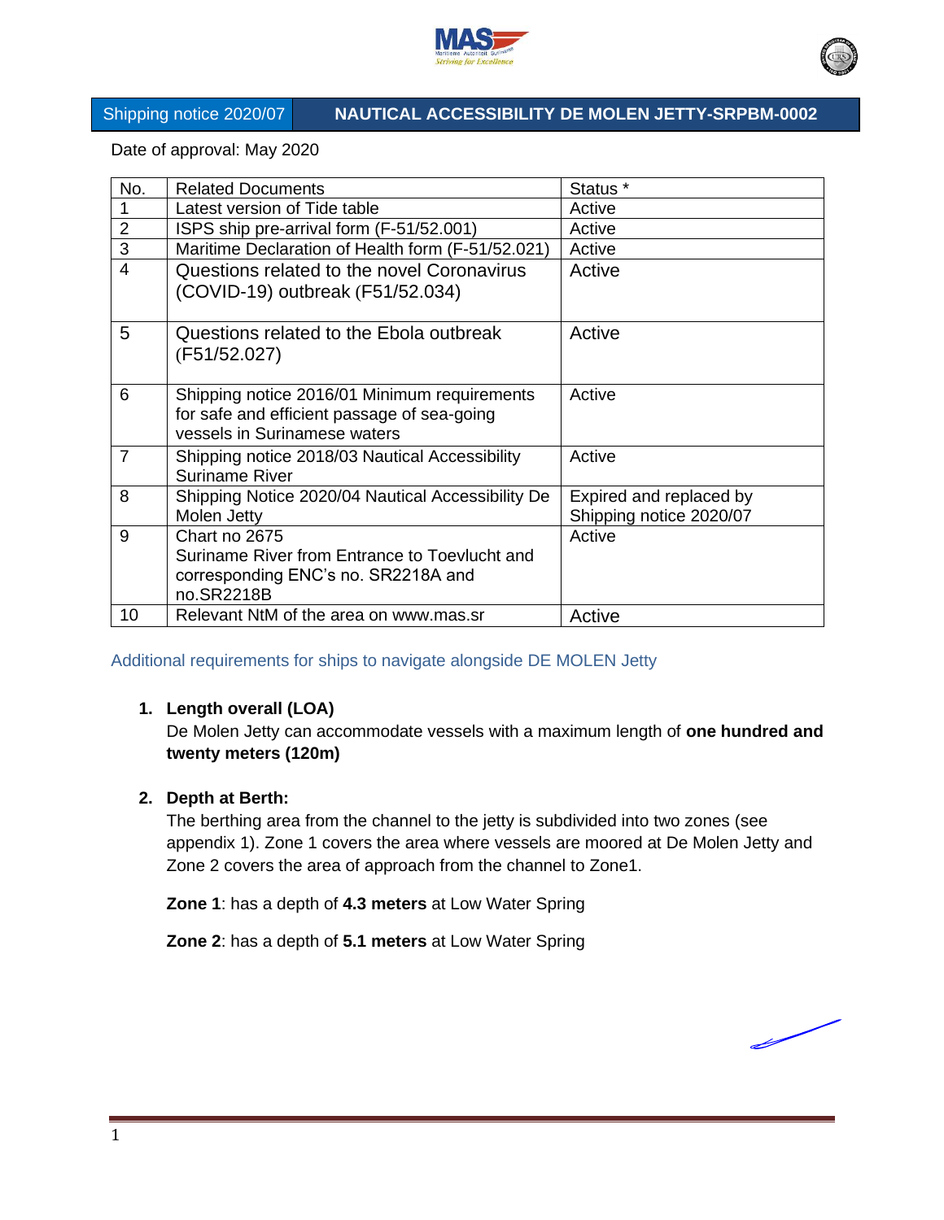# Shipping notice 2020/07 — NAUTICAL ACCESSIBILITY DE MOLEN JETTY-SRPBM-0002

Date of approval: May 2020

| No. | Related Documents | Status * |
|---|---|---|
| 1 | Latest version of Tide table | Active |
| 2 | ISPS ship pre-arrival form (F-51/52.001) | Active |
| 3 | Maritime Declaration of Health form (F-51/52.021) | Active |
| 4 | Questions related to the novel Coronavirus (COVID-19) outbreak (F51/52.034) | Active |
| 5 | Questions related to the Ebola outbreak (F51/52.027) | Active |
| 6 | Shipping notice 2016/01 Minimum requirements for safe and efficient passage of sea-going vessels in Surinamese waters | Active |
| 7 | Shipping notice 2018/03 Nautical Accessibility Suriname River | Active |
| 8 | Shipping Notice 2020/04 Nautical Accessibility De Molen Jetty | Expired and replaced by Shipping notice 2020/07 |
| 9 | Chart no 2675 Suriname River from Entrance to Toevlucht and corresponding ENC's no. SR2218A and no.SR2218B | Active |
| 10 | Relevant NtM of the area on www.mas.sr | Active |

## Additional requirements for ships to navigate alongside DE MOLEN Jetty

1. **Length overall (LOA)**
   De Molen Jetty can accommodate vessels with a maximum length of **one hundred and twenty meters (120m)**

2. **Depth at Berth:**
   The berthing area from the channel to the jetty is subdivided into two zones (see appendix 1). Zone 1 covers the area where vessels are moored at De Molen Jetty and Zone 2 covers the area of approach from the channel to Zone1.

   **Zone 1**: has a depth of **4.3 meters** at Low Water Spring

   **Zone 2**: has a depth of **5.1 meters** at Low Water Spring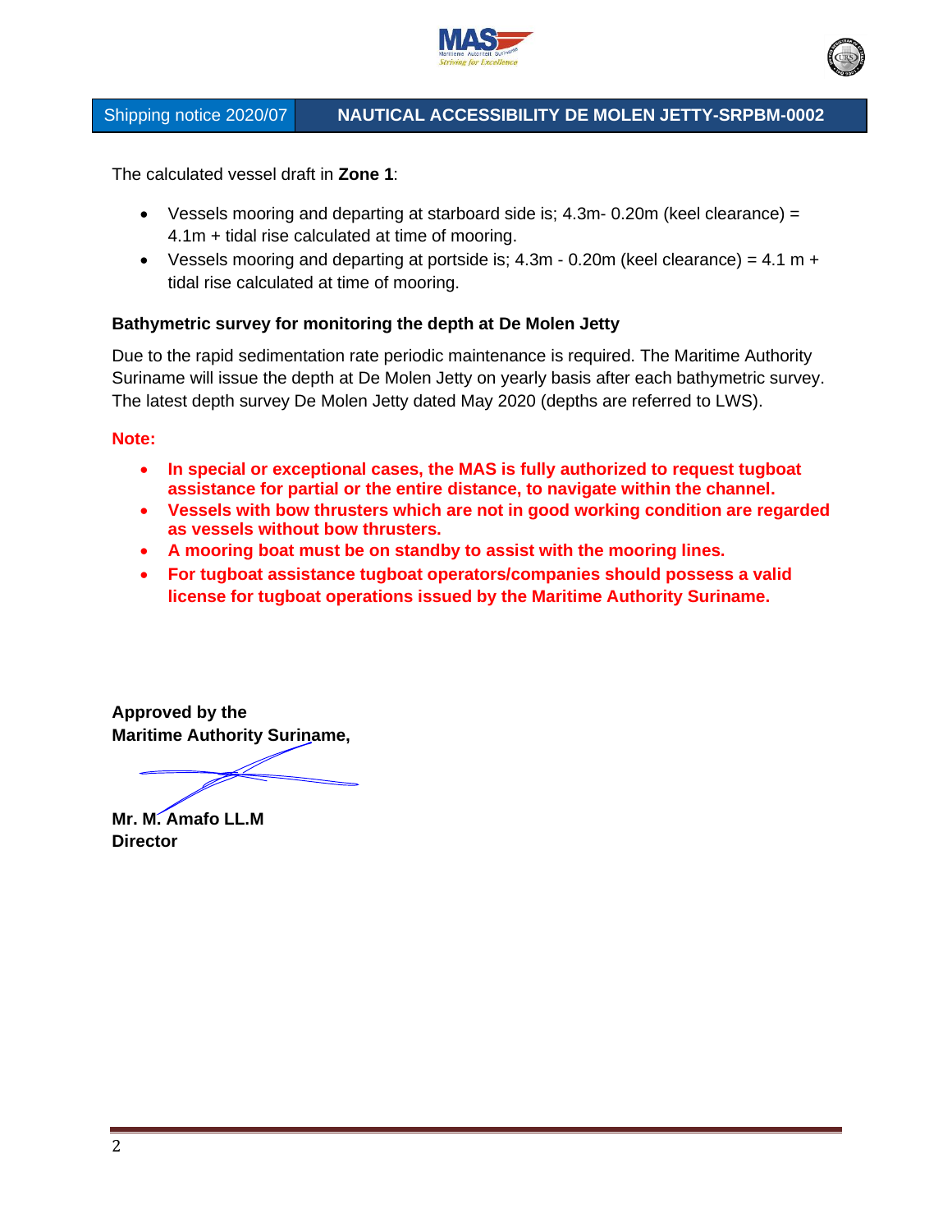The calculated vessel draft in **Zone 1**:

- Vessels mooring and departing at starboard side is; 4.3m- 0.20m (keel clearance) = 4.1m + tidal rise calculated at time of mooring.
- Vessels mooring and departing at portside is; 4.3m - 0.20m (keel clearance) = 4.1 m + tidal rise calculated at time of mooring.

**Bathymetric survey for monitoring the depth at De Molen Jetty**

Due to the rapid sedimentation rate periodic maintenance is required. The Maritime Authority Suriname will issue the depth at De Molen Jetty on yearly basis after each bathymetric survey. The latest depth survey De Molen Jetty dated May 2020 (depths are referred to LWS).

**Note:**

- **In special or exceptional cases, the MAS is fully authorized to request tugboat assistance for partial or the entire distance, to navigate within the channel.**
- **Vessels with bow thrusters which are not in good working condition are regarded as vessels without bow thrusters.**
- **A mooring boat must be on standby to assist with the mooring lines.**
- **For tugboat assistance tugboat operators/companies should possess a valid license for tugboat operations issued by the Maritime Authority Suriname.**

**Approved by the**
**Maritime Authority Suriname,**

**Mr. M. Amafo LL.M**
**Director**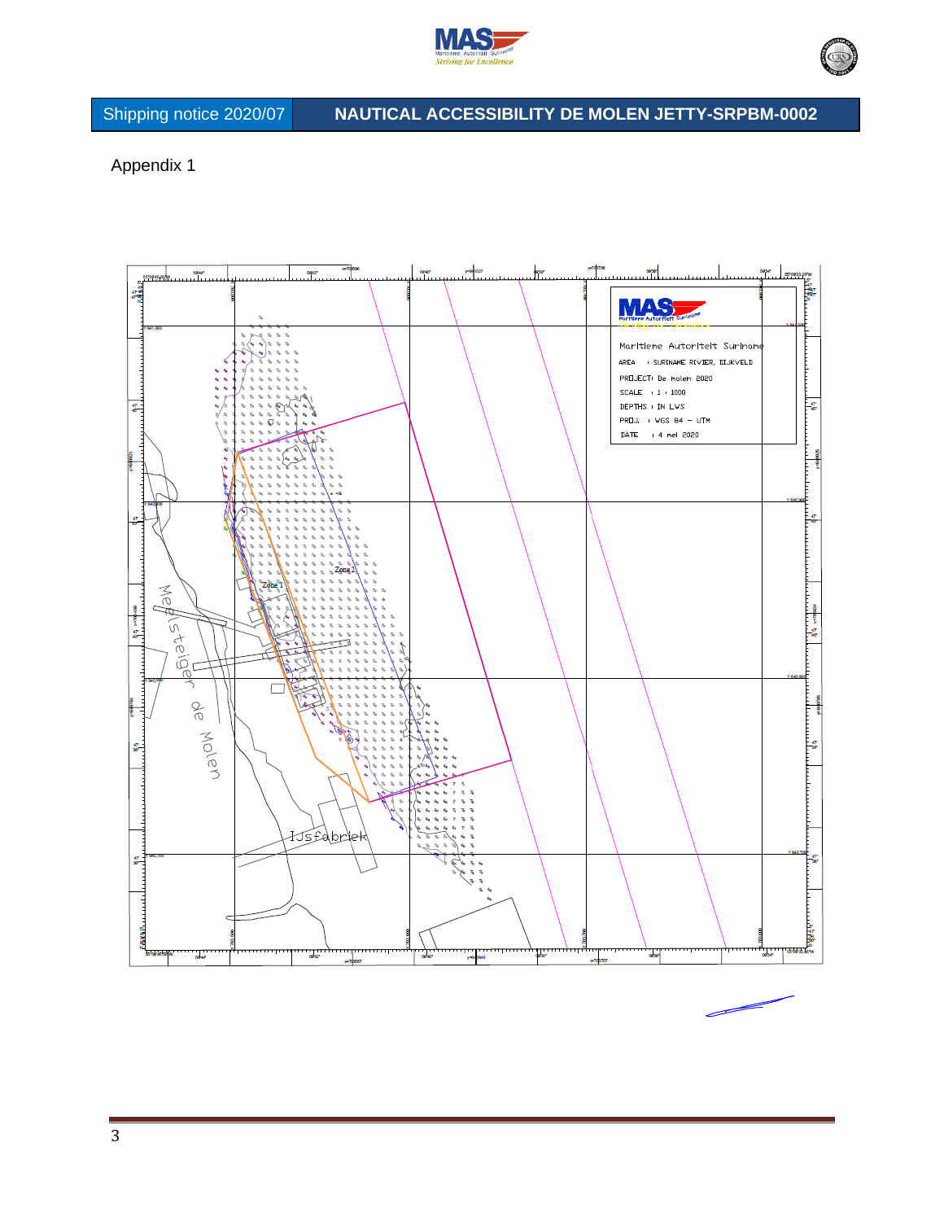Shipping notice 2020/07 | **NAUTICAL ACCESSIBILITY DE MOLEN JETTY-SRPBM-0002**

Appendix 1

Maritieme Autoriteit Suriname

AREA : SURINAME RIVIER, DIJKVELD

PROJECT: De molen 2020

SCALE : 1 : 1000

DEPTHS : IN LWS

PROJ. : WGS 84 - UTM

DATE : 4 mei 2020

Zone 1

Zone 2

Meelsteiger de Molen

IJsfabriek